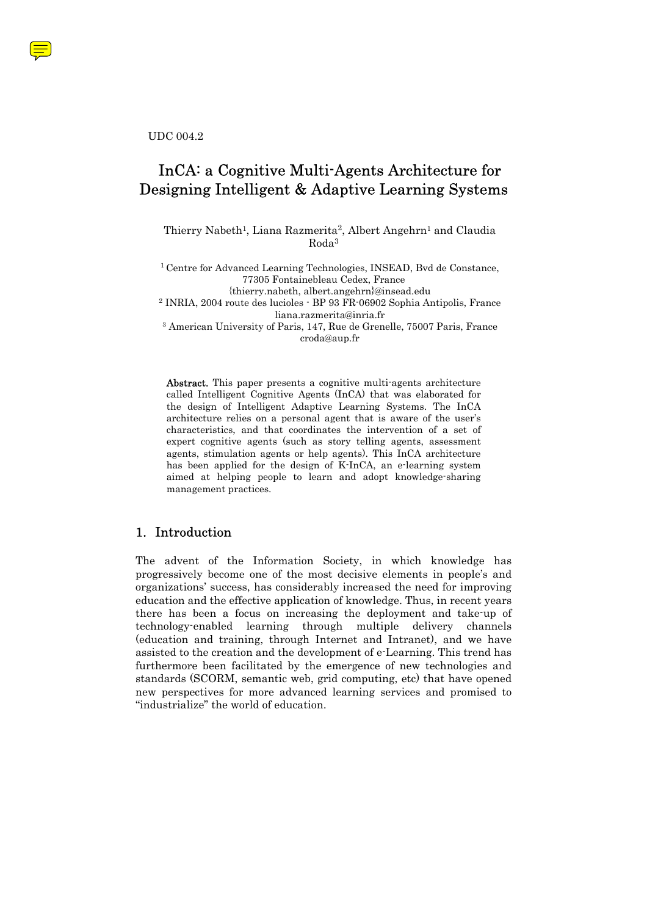UDC 004.2

# InCA: a Cognitive Multi-Agents Architecture for Designing Intelligent & Adaptive Learning Systems

Thierry Nabeth[1], Liana Razmerita[2], Albert Angehrn[1] and Claudia Roda[3]

[1] Centre for Advanced Learning Technologies, INSEAD, Bvd de Constance, 77305 Fontainebleau Cedex, France
{thierry.nabeth, albert.angehrn}@insead.edu
[2] INRIA, 2004 route des lucioles - BP 93 FR-06902 Sophia Antipolis, France
liana.razmerita@inria.fr
[3] American University of Paris, 147, Rue de Grenelle, 75007 Paris, France
croda@aup.fr

**Abstract.** This paper presents a cognitive multi-agents architecture called Intelligent Cognitive Agents (InCA) that was elaborated for the design of Intelligent Adaptive Learning Systems. The InCA architecture relies on a personal agent that is aware of the user's characteristics, and that coordinates the intervention of a set of expert cognitive agents (such as story telling agents, assessment agents, stimulation agents or help agents). This InCA architecture has been applied for the design of K-InCA, an e-learning system aimed at helping people to learn and adopt knowledge-sharing management practices.

## 1. Introduction

The advent of the Information Society, in which knowledge has progressively become one of the most decisive elements in people's and organizations' success, has considerably increased the need for improving education and the effective application of knowledge. Thus, in recent years there has been a focus on increasing the deployment and take-up of technology-enabled learning through multiple delivery channels (education and training, through Internet and Intranet), and we have assisted to the creation and the development of e-Learning. This trend has furthermore been facilitated by the emergence of new technologies and standards (SCORM, semantic web, grid computing, etc) that have opened new perspectives for more advanced learning services and promised to "industrialize" the world of education.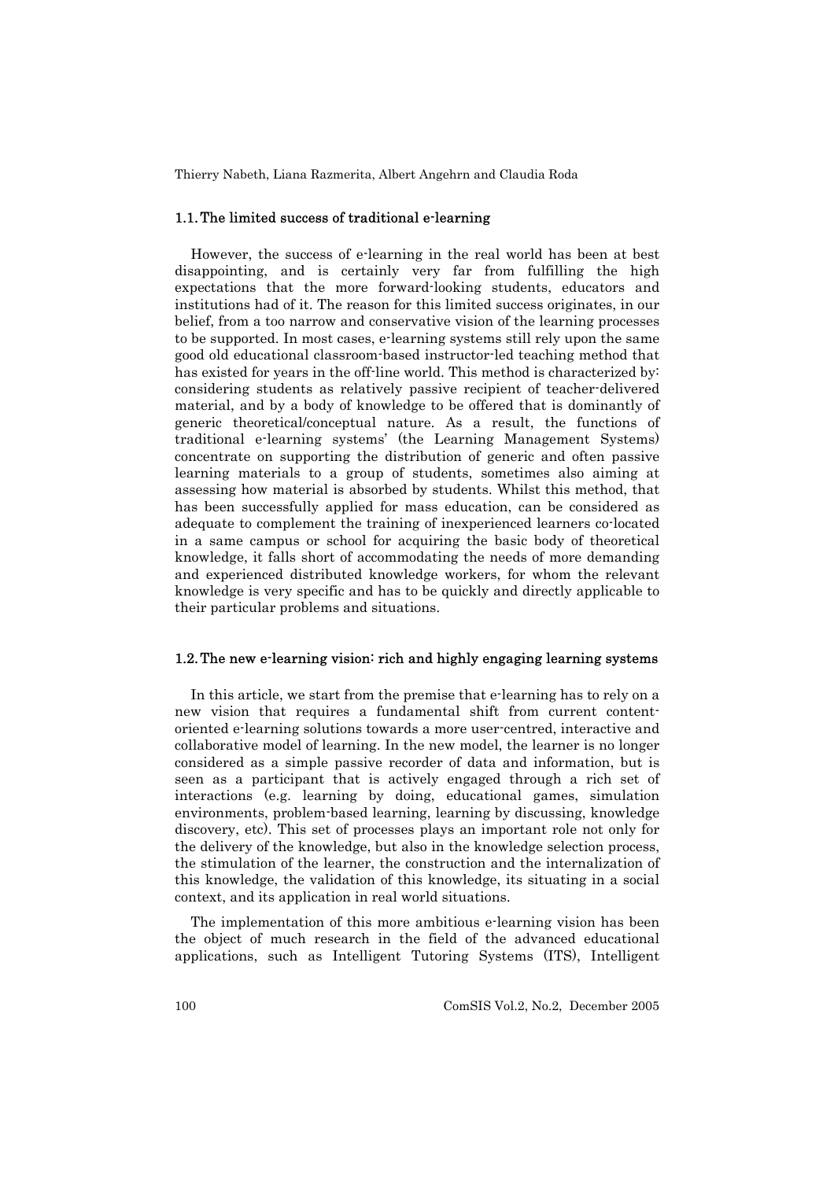### 1.1. The limited success of traditional e-learning

However, the success of e-learning in the real world has been at best disappointing, and is certainly very far from fulfilling the high expectations that the more forward-looking students, educators and institutions had of it. The reason for this limited success originates, in our belief, from a too narrow and conservative vision of the learning processes to be supported. In most cases, e-learning systems still rely upon the same good old educational classroom-based instructor-led teaching method that has existed for years in the off-line world. This method is characterized by: considering students as relatively passive recipient of teacher-delivered material, and by a body of knowledge to be offered that is dominantly of generic theoretical/conceptual nature. As a result, the functions of traditional e-learning systems' (the Learning Management Systems) concentrate on supporting the distribution of generic and often passive learning materials to a group of students, sometimes also aiming at assessing how material is absorbed by students. Whilst this method, that has been successfully applied for mass education, can be considered as adequate to complement the training of inexperienced learners co-located in a same campus or school for acquiring the basic body of theoretical knowledge, it falls short of accommodating the needs of more demanding and experienced distributed knowledge workers, for whom the relevant knowledge is very specific and has to be quickly and directly applicable to their particular problems and situations.

### 1.2. The new e-learning vision: rich and highly engaging learning systems

In this article, we start from the premise that e-learning has to rely on a new vision that requires a fundamental shift from current content-oriented e-learning solutions towards a more user-centred, interactive and collaborative model of learning. In the new model, the learner is no longer considered as a simple passive recorder of data and information, but is seen as a participant that is actively engaged through a rich set of interactions (e.g. learning by doing, educational games, simulation environments, problem-based learning, learning by discussing, knowledge discovery, etc). This set of processes plays an important role not only for the delivery of the knowledge, but also in the knowledge selection process, the stimulation of the learner, the construction and the internalization of this knowledge, the validation of this knowledge, its situating in a social context, and its application in real world situations.

The implementation of this more ambitious e-learning vision has been the object of much research in the field of the advanced educational applications, such as Intelligent Tutoring Systems (ITS), Intelligent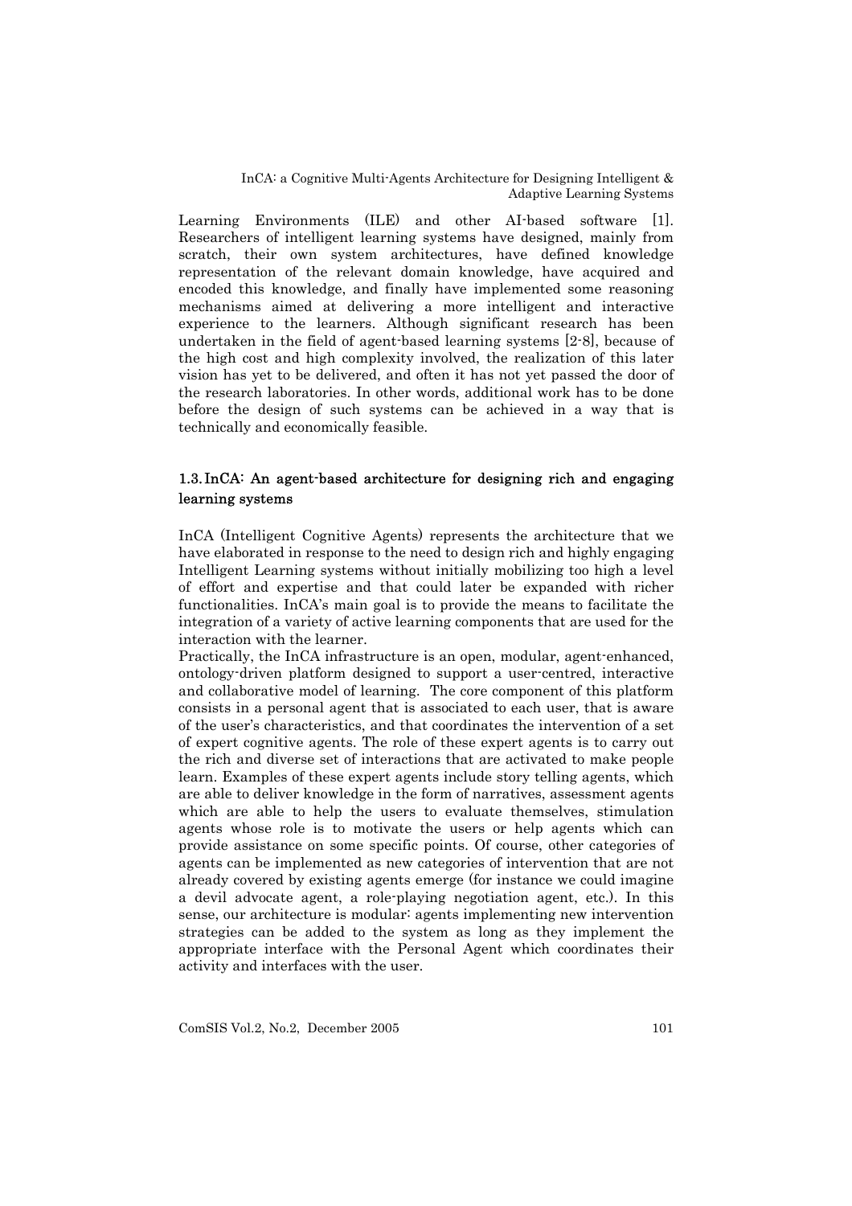Learning Environments (ILE) and other AI-based software [1]. Researchers of intelligent learning systems have designed, mainly from scratch, their own system architectures, have defined knowledge representation of the relevant domain knowledge, have acquired and encoded this knowledge, and finally have implemented some reasoning mechanisms aimed at delivering a more intelligent and interactive experience to the learners. Although significant research has been undertaken in the field of agent-based learning systems [2-8], because of the high cost and high complexity involved, the realization of this later vision has yet to be delivered, and often it has not yet passed the door of the research laboratories. In other words, additional work has to be done before the design of such systems can be achieved in a way that is technically and economically feasible.

### 1.3. InCA: An agent-based architecture for designing rich and engaging learning systems

InCA (Intelligent Cognitive Agents) represents the architecture that we have elaborated in response to the need to design rich and highly engaging Intelligent Learning systems without initially mobilizing too high a level of effort and expertise and that could later be expanded with richer functionalities. InCA's main goal is to provide the means to facilitate the integration of a variety of active learning components that are used for the interaction with the learner.

Practically, the InCA infrastructure is an open, modular, agent-enhanced, ontology-driven platform designed to support a user-centred, interactive and collaborative model of learning. The core component of this platform consists in a personal agent that is associated to each user, that is aware of the user's characteristics, and that coordinates the intervention of a set of expert cognitive agents. The role of these expert agents is to carry out the rich and diverse set of interactions that are activated to make people learn. Examples of these expert agents include story telling agents, which are able to deliver knowledge in the form of narratives, assessment agents which are able to help the users to evaluate themselves, stimulation agents whose role is to motivate the users or help agents which can provide assistance on some specific points. Of course, other categories of agents can be implemented as new categories of intervention that are not already covered by existing agents emerge (for instance we could imagine a devil advocate agent, a role-playing negotiation agent, etc.). In this sense, our architecture is modular: agents implementing new intervention strategies can be added to the system as long as they implement the appropriate interface with the Personal Agent which coordinates their activity and interfaces with the user.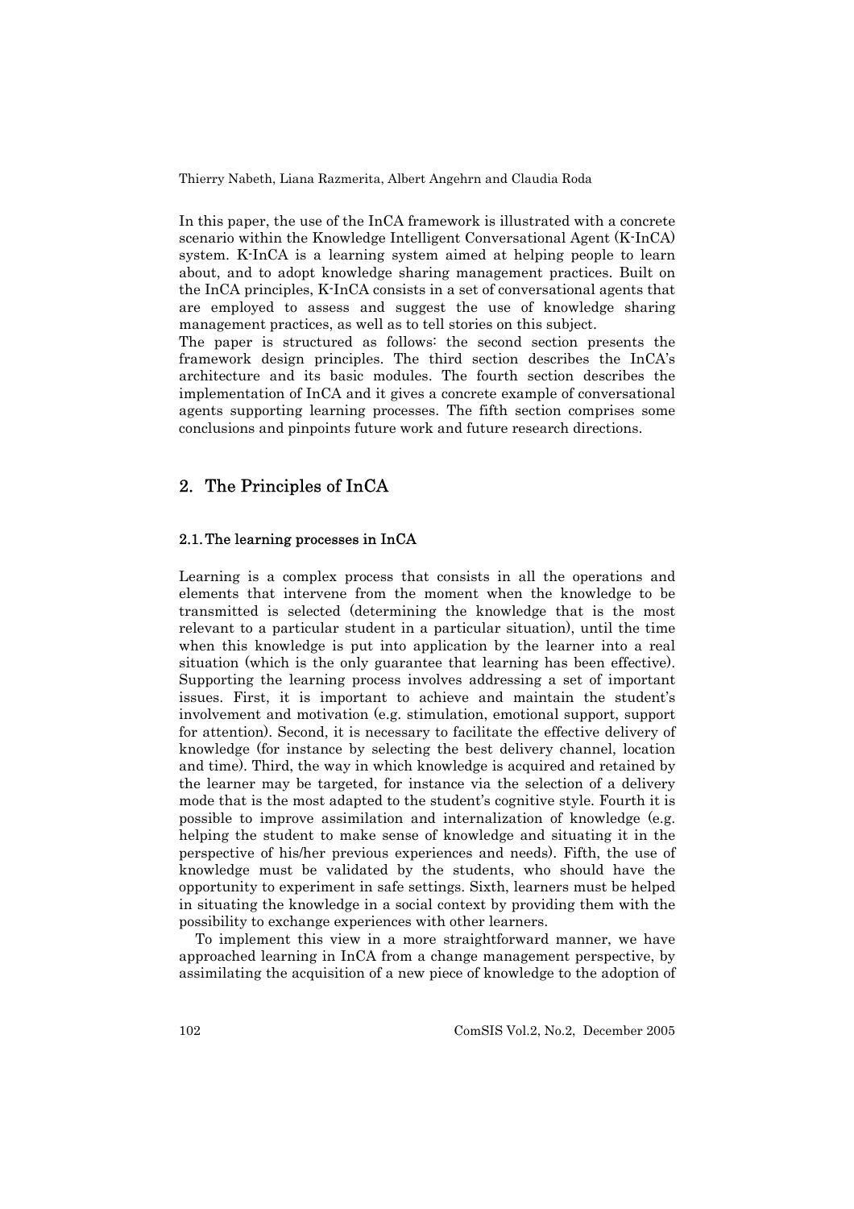In this paper, the use of the InCA framework is illustrated with a concrete scenario within the Knowledge Intelligent Conversational Agent (K-InCA) system. K-InCA is a learning system aimed at helping people to learn about, and to adopt knowledge sharing management practices. Built on the InCA principles, K-InCA consists in a set of conversational agents that are employed to assess and suggest the use of knowledge sharing management practices, as well as to tell stories on this subject.

The paper is structured as follows: the second section presents the framework design principles. The third section describes the InCA's architecture and its basic modules. The fourth section describes the implementation of InCA and it gives a concrete example of conversational agents supporting learning processes. The fifth section comprises some conclusions and pinpoints future work and future research directions.

## 2. The Principles of InCA

### 2.1. The learning processes in InCA

Learning is a complex process that consists in all the operations and elements that intervene from the moment when the knowledge to be transmitted is selected (determining the knowledge that is the most relevant to a particular student in a particular situation), until the time when this knowledge is put into application by the learner into a real situation (which is the only guarantee that learning has been effective). Supporting the learning process involves addressing a set of important issues. First, it is important to achieve and maintain the student's involvement and motivation (e.g. stimulation, emotional support, support for attention). Second, it is necessary to facilitate the effective delivery of knowledge (for instance by selecting the best delivery channel, location and time). Third, the way in which knowledge is acquired and retained by the learner may be targeted, for instance via the selection of a delivery mode that is the most adapted to the student's cognitive style. Fourth it is possible to improve assimilation and internalization of knowledge (e.g. helping the student to make sense of knowledge and situating it in the perspective of his/her previous experiences and needs). Fifth, the use of knowledge must be validated by the students, who should have the opportunity to experiment in safe settings. Sixth, learners must be helped in situating the knowledge in a social context by providing them with the possibility to exchange experiences with other learners.

To implement this view in a more straightforward manner, we have approached learning in InCA from a change management perspective, by assimilating the acquisition of a new piece of knowledge to the adoption of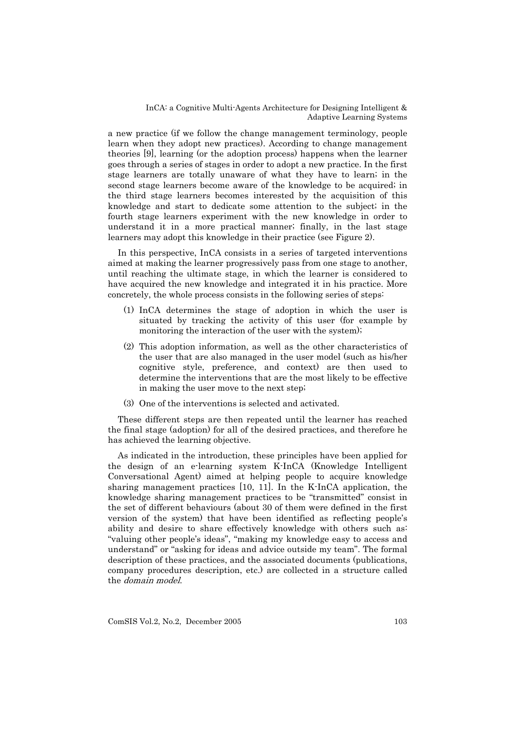a new practice (if we follow the change management terminology, people learn when they adopt new practices). According to change management theories [9], learning (or the adoption process) happens when the learner goes through a series of stages in order to adopt a new practice. In the first stage learners are totally unaware of what they have to learn; in the second stage learners become aware of the knowledge to be acquired; in the third stage learners becomes interested by the acquisition of this knowledge and start to dedicate some attention to the subject; in the fourth stage learners experiment with the new knowledge in order to understand it in a more practical manner; finally, in the last stage learners may adopt this knowledge in their practice (see Figure 2).

In this perspective, InCA consists in a series of targeted interventions aimed at making the learner progressively pass from one stage to another, until reaching the ultimate stage, in which the learner is considered to have acquired the new knowledge and integrated it in his practice. More concretely, the whole process consists in the following series of steps:

(1) InCA determines the stage of adoption in which the user is situated by tracking the activity of this user (for example by monitoring the interaction of the user with the system);

(2) This adoption information, as well as the other characteristics of the user that are also managed in the user model (such as his/her cognitive style, preference, and context) are then used to determine the interventions that are the most likely to be effective in making the user move to the next step;

(3) One of the interventions is selected and activated.

These different steps are then repeated until the learner has reached the final stage (adoption) for all of the desired practices, and therefore he has achieved the learning objective.

As indicated in the introduction, these principles have been applied for the design of an e-learning system K-InCA (Knowledge Intelligent Conversational Agent) aimed at helping people to acquire knowledge sharing management practices [10, 11]. In the K-InCA application, the knowledge sharing management practices to be "transmitted" consist in the set of different behaviours (about 30 of them were defined in the first version of the system) that have been identified as reflecting people's ability and desire to share effectively knowledge with others such as: "valuing other people's ideas", "making my knowledge easy to access and understand" or "asking for ideas and advice outside my team". The formal description of these practices, and the associated documents (publications, company procedures description, etc.) are collected in a structure called the *domain model*.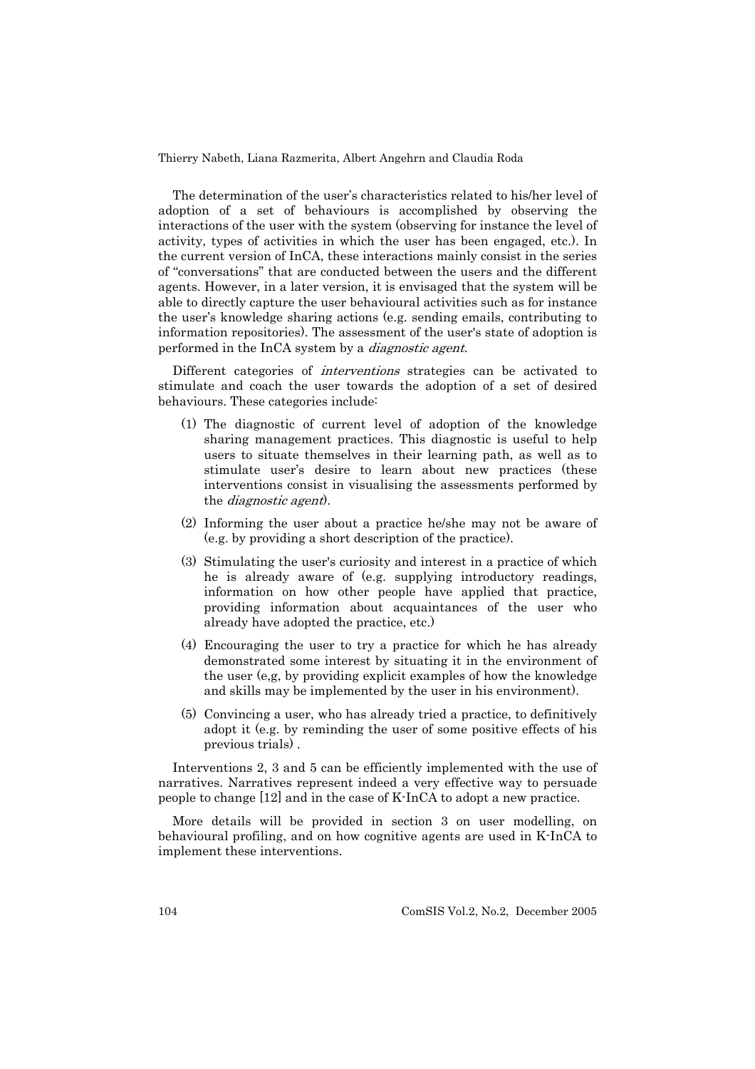The determination of the user's characteristics related to his/her level of adoption of a set of behaviours is accomplished by observing the interactions of the user with the system (observing for instance the level of activity, types of activities in which the user has been engaged, etc.). In the current version of InCA, these interactions mainly consist in the series of "conversations" that are conducted between the users and the different agents. However, in a later version, it is envisaged that the system will be able to directly capture the user behavioural activities such as for instance the user's knowledge sharing actions (e.g. sending emails, contributing to information repositories). The assessment of the user's state of adoption is performed in the InCA system by a *diagnostic agent*.

Different categories of *interventions* strategies can be activated to stimulate and coach the user towards the adoption of a set of desired behaviours. These categories include:

(1) The diagnostic of current level of adoption of the knowledge sharing management practices. This diagnostic is useful to help users to situate themselves in their learning path, as well as to stimulate user's desire to learn about new practices (these interventions consist in visualising the assessments performed by the *diagnostic agent*).

(2) Informing the user about a practice he/she may not be aware of (e.g. by providing a short description of the practice).

(3) Stimulating the user's curiosity and interest in a practice of which he is already aware of (e.g. supplying introductory readings, information on how other people have applied that practice, providing information about acquaintances of the user who already have adopted the practice, etc.)

(4) Encouraging the user to try a practice for which he has already demonstrated some interest by situating it in the environment of the user (e,g, by providing explicit examples of how the knowledge and skills may be implemented by the user in his environment).

(5) Convincing a user, who has already tried a practice, to definitively adopt it (e.g. by reminding the user of some positive effects of his previous trials) .

Interventions 2, 3 and 5 can be efficiently implemented with the use of narratives. Narratives represent indeed a very effective way to persuade people to change [12] and in the case of K-InCA to adopt a new practice.

More details will be provided in section 3 on user modelling, on behavioural profiling, and on how cognitive agents are used in K-InCA to implement these interventions.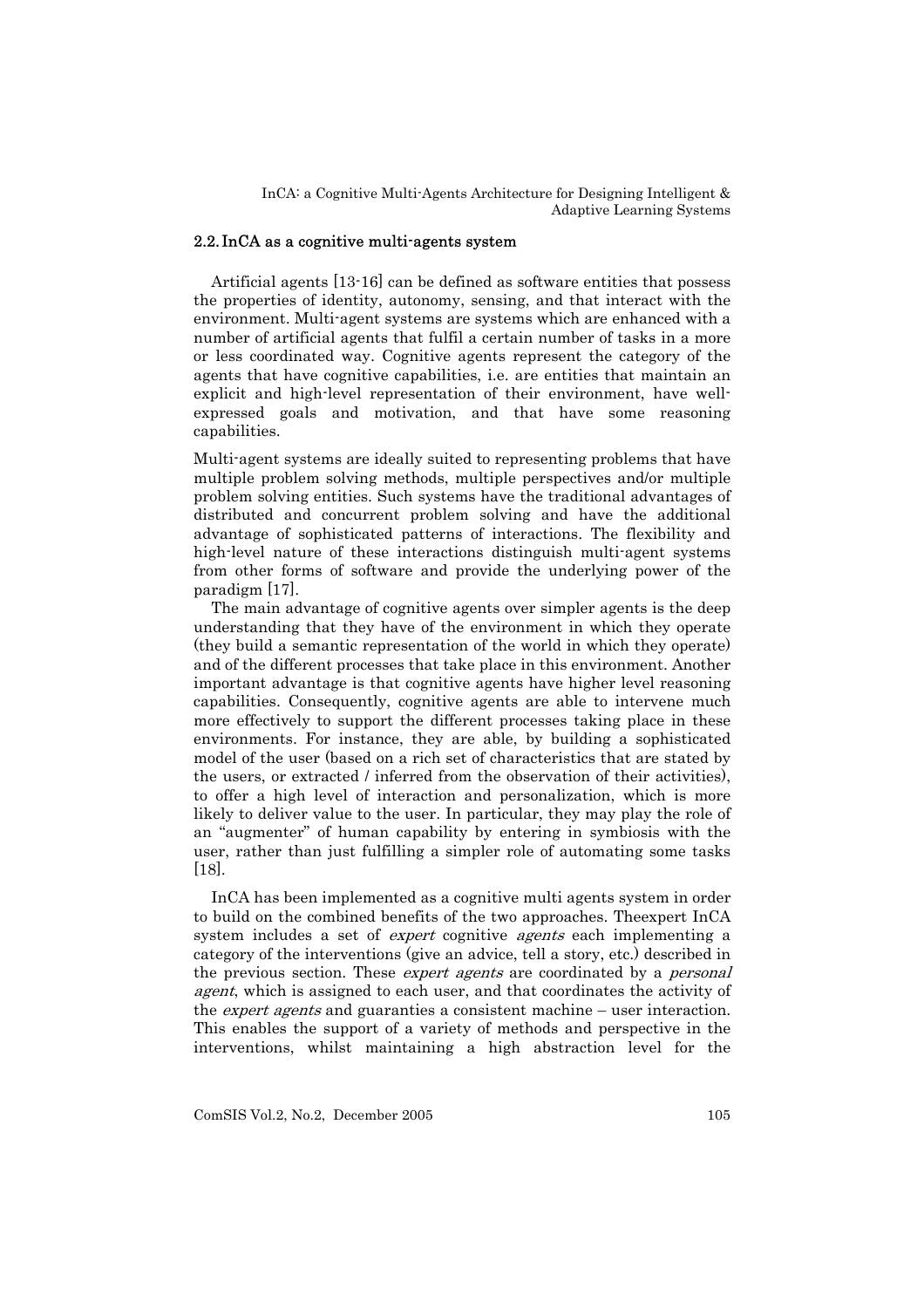## 2.2. InCA as a cognitive multi-agents system

Artificial agents [13-16] can be defined as software entities that possess the properties of identity, autonomy, sensing, and that interact with the environment. Multi-agent systems are systems which are enhanced with a number of artificial agents that fulfil a certain number of tasks in a more or less coordinated way. Cognitive agents represent the category of the agents that have cognitive capabilities, i.e. are entities that maintain an explicit and high-level representation of their environment, have well-expressed goals and motivation, and that have some reasoning capabilities.

Multi-agent systems are ideally suited to representing problems that have multiple problem solving methods, multiple perspectives and/or multiple problem solving entities. Such systems have the traditional advantages of distributed and concurrent problem solving and have the additional advantage of sophisticated patterns of interactions. The flexibility and high-level nature of these interactions distinguish multi-agent systems from other forms of software and provide the underlying power of the paradigm [17].

The main advantage of cognitive agents over simpler agents is the deep understanding that they have of the environment in which they operate (they build a semantic representation of the world in which they operate) and of the different processes that take place in this environment. Another important advantage is that cognitive agents have higher level reasoning capabilities. Consequently, cognitive agents are able to intervene much more effectively to support the different processes taking place in these environments. For instance, they are able, by building a sophisticated model of the user (based on a rich set of characteristics that are stated by the users, or extracted / inferred from the observation of their activities), to offer a high level of interaction and personalization, which is more likely to deliver value to the user. In particular, they may play the role of an "augmenter" of human capability by entering in symbiosis with the user, rather than just fulfilling a simpler role of automating some tasks [18].

InCA has been implemented as a cognitive multi agents system in order to build on the combined benefits of the two approaches. Theexpert InCA system includes a set of *expert* cognitive *agents* each implementing a category of the interventions (give an advice, tell a story, etc.) described in the previous section. These *expert agents* are coordinated by a *personal agent*, which is assigned to each user, and that coordinates the activity of the *expert agents* and guaranties a consistent machine – user interaction. This enables the support of a variety of methods and perspective in the interventions, whilst maintaining a high abstraction level for the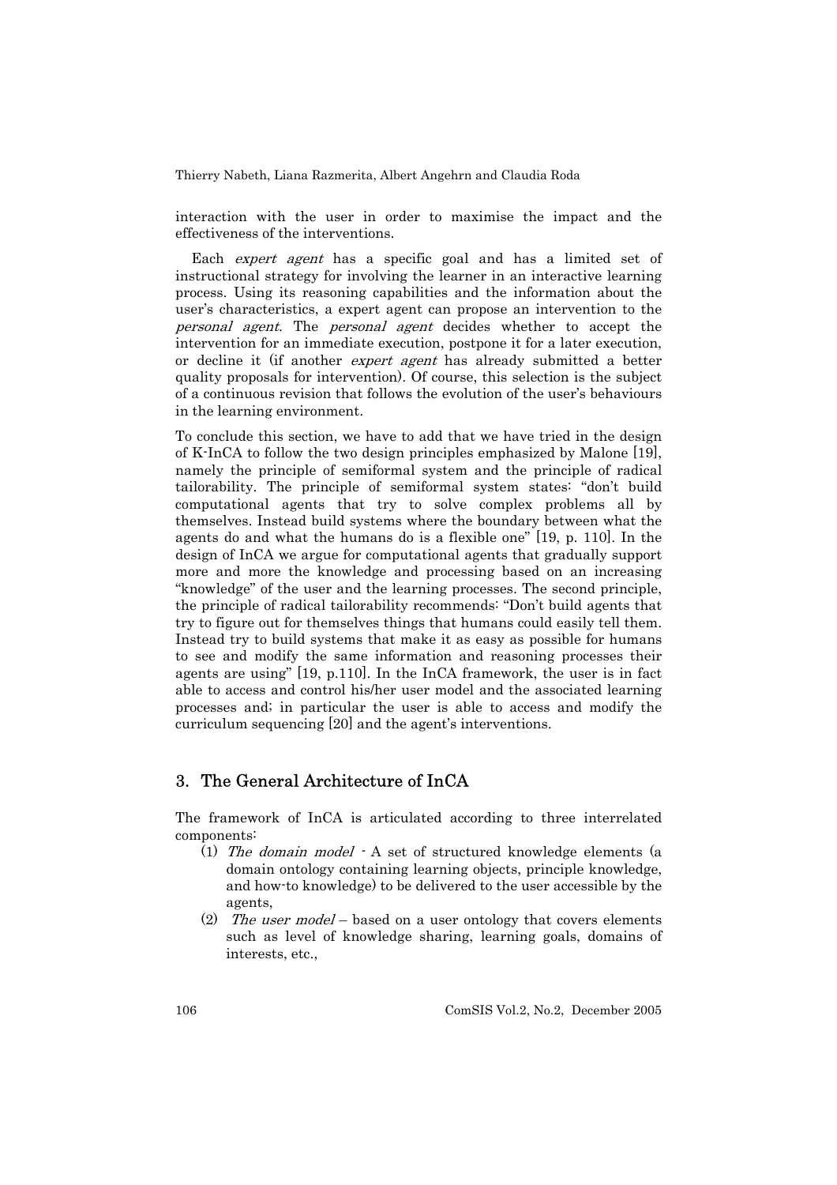interaction with the user in order to maximise the impact and the effectiveness of the interventions.

Each *expert agent* has a specific goal and has a limited set of instructional strategy for involving the learner in an interactive learning process. Using its reasoning capabilities and the information about the user's characteristics, a expert agent can propose an intervention to the *personal agent*. The *personal agent* decides whether to accept the intervention for an immediate execution, postpone it for a later execution, or decline it (if another *expert agent* has already submitted a better quality proposals for intervention). Of course, this selection is the subject of a continuous revision that follows the evolution of the user's behaviours in the learning environment.

To conclude this section, we have to add that we have tried in the design of K-InCA to follow the two design principles emphasized by Malone [19], namely the principle of semiformal system and the principle of radical tailorability. The principle of semiformal system states: "don't build computational agents that try to solve complex problems all by themselves. Instead build systems where the boundary between what the agents do and what the humans do is a flexible one" [19, p. 110]. In the design of InCA we argue for computational agents that gradually support more and more the knowledge and processing based on an increasing "knowledge" of the user and the learning processes. The second principle, the principle of radical tailorability recommends: "Don't build agents that try to figure out for themselves things that humans could easily tell them. Instead try to build systems that make it as easy as possible for humans to see and modify the same information and reasoning processes their agents are using" [19, p.110]. In the InCA framework, the user is in fact able to access and control his/her user model and the associated learning processes and; in particular the user is able to access and modify the curriculum sequencing [20] and the agent's interventions.

## 3. The General Architecture of InCA

The framework of InCA is articulated according to three interrelated components:

(1) *The domain model* - A set of structured knowledge elements (a domain ontology containing learning objects, principle knowledge, and how-to knowledge) to be delivered to the user accessible by the agents,

(2) *The user model* – based on a user ontology that covers elements such as level of knowledge sharing, learning goals, domains of interests, etc.,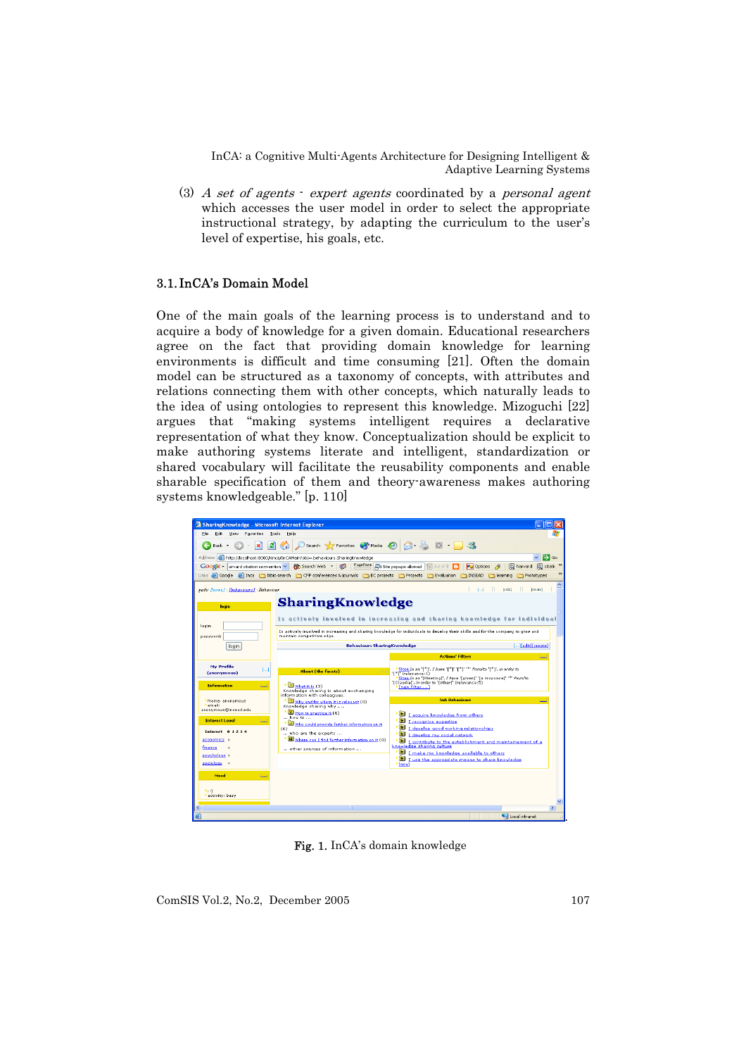(3) *A set of agents - expert agents* coordinated by a *personal agent* which accesses the user model in order to select the appropriate instructional strategy, by adapting the curriculum to the user's level of expertise, his goals, etc.

## 3.1. InCA's Domain Model

One of the main goals of the learning process is to understand and to acquire a body of knowledge for a given domain. Educational researchers agree on the fact that providing domain knowledge for learning environments is difficult and time consuming [21]. Often the domain model can be structured as a taxonomy of concepts, with attributes and relations connecting them with other concepts, which naturally leads to the idea of using ontologies to represent this knowledge. Mizoguchi [22] argues that "making systems intelligent requires a declarative representation of what they know. Conceptualization should be explicit to make authoring systems literate and intelligent, standardization or shared vocabulary will facilitate the reusability components and enable sharable specification of them and theory-awareness makes authoring systems knowledgeable." [p. 110]

**Fig. 1.** InCA's domain knowledge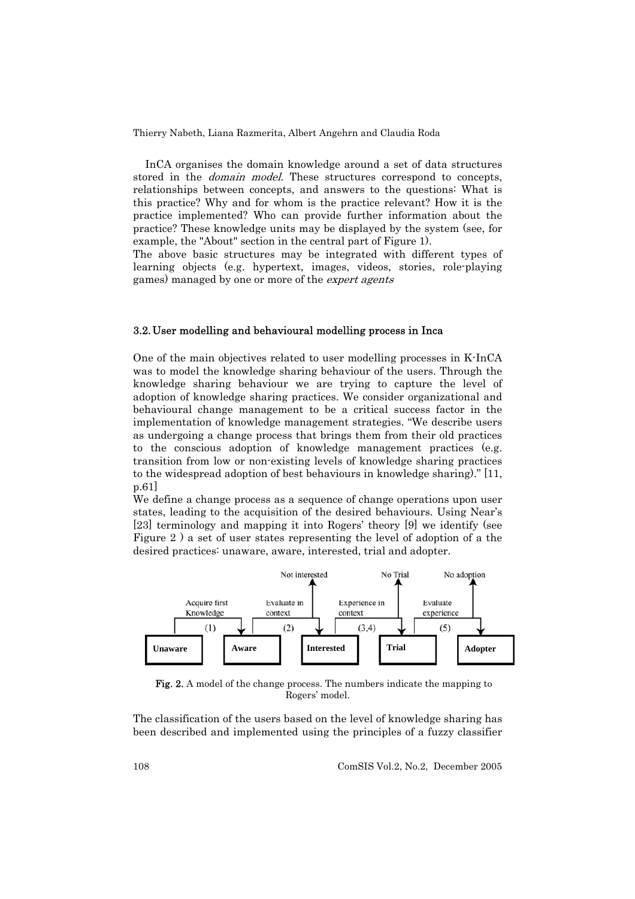InCA organises the domain knowledge around a set of data structures stored in the *domain model*. These structures correspond to concepts, relationships between concepts, and answers to the questions: What is this practice? Why and for whom is the practice relevant? How it is the practice implemented? Who can provide further information about the practice? These knowledge units may be displayed by the system (see, for example, the "About" section in the central part of Figure 1).

The above basic structures may be integrated with different types of learning objects (e.g. hypertext, images, videos, stories, role-playing games) managed by one or more of the *expert agents*

### 3.2. User modelling and behavioural modelling process in Inca

One of the main objectives related to user modelling processes in K-InCA was to model the knowledge sharing behaviour of the users. Through the knowledge sharing behaviour we are trying to capture the level of adoption of knowledge sharing practices. We consider organizational and behavioural change management to be a critical success factor in the implementation of knowledge management strategies. "We describe users as undergoing a change process that brings them from their old practices to the conscious adoption of knowledge management practices (e.g. transition from low or non-existing levels of knowledge sharing practices to the widespread adoption of best behaviours in knowledge sharing)." [11, p.61]

We define a change process as a sequence of change operations upon user states, leading to the acquisition of the desired behaviours. Using Near's [23] terminology and mapping it into Rogers' theory [9] we identify (see Figure 2 ) a set of user states representing the level of adoption of a the desired practices: unaware, aware, interested, trial and adopter.

Unaware — Acquire first Knowledge (1) → Aware — Evaluate in context (2) → Interested — Experience in context (3,4) → Trial — Evaluate experience (5) → Adopter

Not interested / No Trial / No adoption

**Fig. 2.** A model of the change process. The numbers indicate the mapping to Rogers' model.

The classification of the users based on the level of knowledge sharing has been described and implemented using the principles of a fuzzy classifier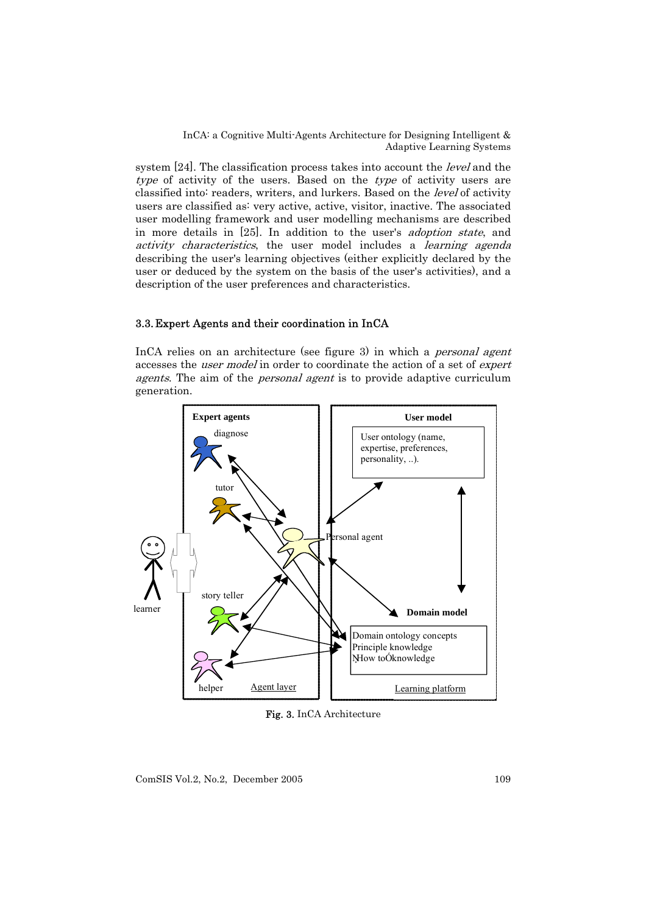system [24]. The classification process takes into account the *level* and the *type* of activity of the users. Based on the *type* of activity users are classified into: readers, writers, and lurkers. Based on the *level* of activity users are classified as: very active, active, visitor, inactive. The associated user modelling framework and user modelling mechanisms are described in more details in [25]. In addition to the user's *adoption state*, and *activity characteristics*, the user model includes a *learning agenda* describing the user's learning objectives (either explicitly declared by the user or deduced by the system on the basis of the user's activities), and a description of the user preferences and characteristics.

### 3.3. Expert Agents and their coordination in InCA

InCA relies on an architecture (see figure 3) in which a *personal agent* accesses the *user model* in order to coordinate the action of a set of *expert agents*. The aim of the *personal agent* is to provide adaptive curriculum generation.

**Fig. 3.** InCA Architecture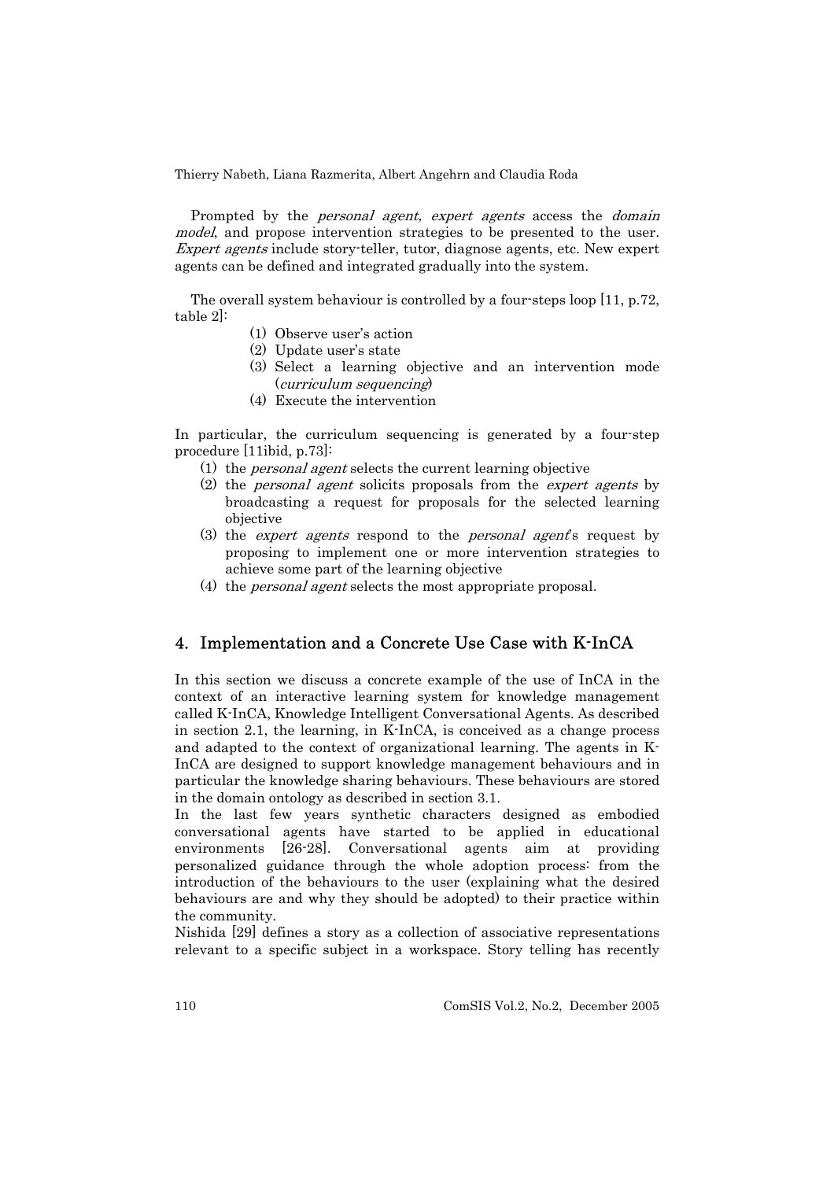Prompted by the *personal agent, expert agents* access the *domain model*, and propose intervention strategies to be presented to the user. *Expert agents* include story-teller, tutor, diagnose agents, etc. New expert agents can be defined and integrated gradually into the system.

The overall system behaviour is controlled by a four-steps loop [11, p.72, table 2]:

(1) Observe user's action
(2) Update user's state
(3) Select a learning objective and an intervention mode (*curriculum sequencing*)
(4) Execute the intervention

In particular, the curriculum sequencing is generated by a four-step procedure [11ibid, p.73]:

(1) the *personal agent* selects the current learning objective
(2) the *personal agent* solicits proposals from the *expert agents* by broadcasting a request for proposals for the selected learning objective
(3) the *expert agents* respond to the *personal agent*'s request by proposing to implement one or more intervention strategies to achieve some part of the learning objective
(4) the *personal agent* selects the most appropriate proposal.

## 4. Implementation and a Concrete Use Case with K-InCA

In this section we discuss a concrete example of the use of InCA in the context of an interactive learning system for knowledge management called K-InCA, Knowledge Intelligent Conversational Agents. As described in section 2.1, the learning, in K-InCA, is conceived as a change process and adapted to the context of organizational learning. The agents in K-InCA are designed to support knowledge management behaviours and in particular the knowledge sharing behaviours. These behaviours are stored in the domain ontology as described in section 3.1.

In the last few years synthetic characters designed as embodied conversational agents have started to be applied in educational environments [26-28]. Conversational agents aim at providing personalized guidance through the whole adoption process: from the introduction of the behaviours to the user (explaining what the desired behaviours are and why they should be adopted) to their practice within the community.

Nishida [29] defines a story as a collection of associative representations relevant to a specific subject in a workspace. Story telling has recently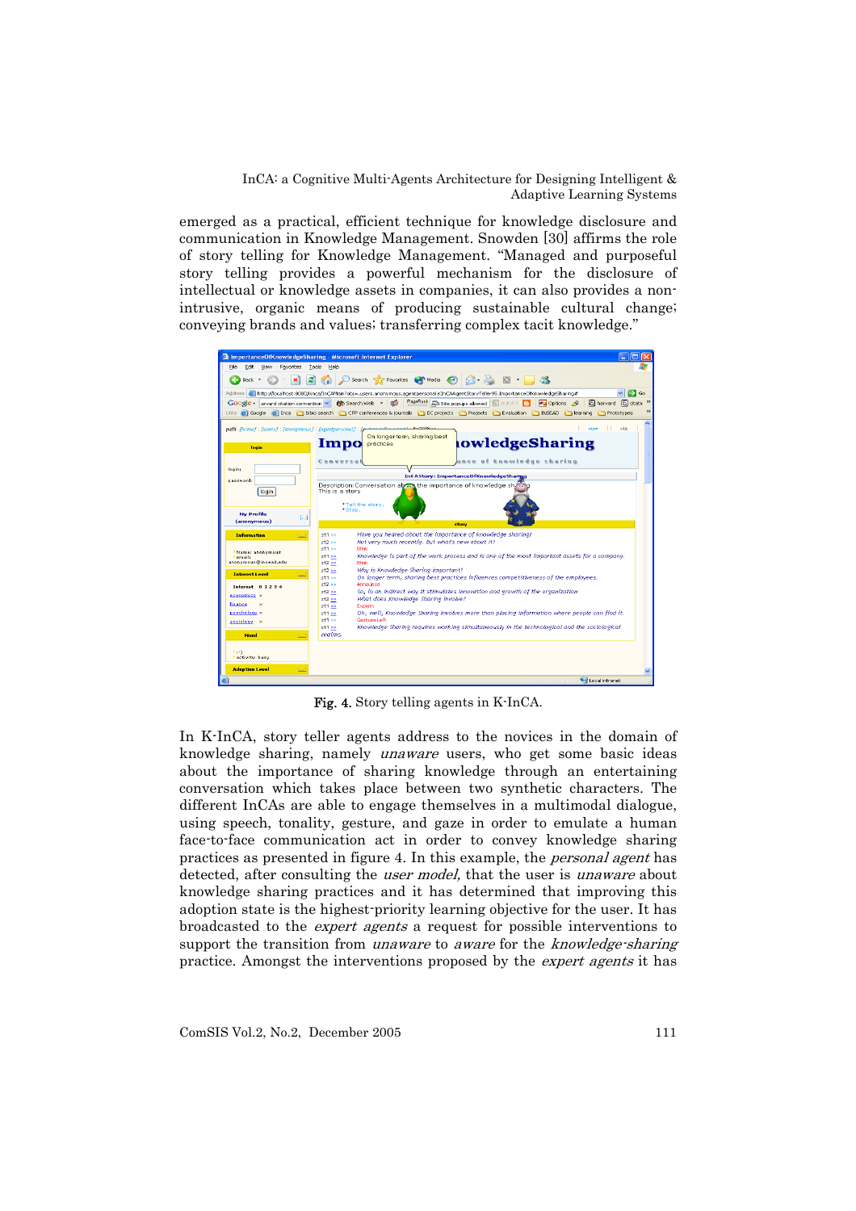emerged as a practical, efficient technique for knowledge disclosure and communication in Knowledge Management. Snowden [30] affirms the role of story telling for Knowledge Management. "Managed and purposeful story telling provides a powerful mechanism for the disclosure of intellectual or knowledge assets in companies, it can also provides a non-intrusive, organic means of producing sustainable cultural change; conveying brands and values; transferring complex tacit knowledge."

**Fig. 4.** Story telling agents in K-InCA.

In K-InCA, story teller agents address to the novices in the domain of knowledge sharing, namely *unaware* users, who get some basic ideas about the importance of sharing knowledge through an entertaining conversation which takes place between two synthetic characters. The different InCAs are able to engage themselves in a multimodal dialogue, using speech, tonality, gesture, and gaze in order to emulate a human face-to-face communication act in order to convey knowledge sharing practices as presented in figure 4. In this example, the *personal agent* has detected, after consulting the *user model,* that the user is *unaware* about knowledge sharing practices and it has determined that improving this adoption state is the highest-priority learning objective for the user. It has broadcasted to the *expert agents* a request for possible interventions to support the transition from *unaware* to *aware* for the *knowledge-sharing* practice. Amongst the interventions proposed by the *expert agents* it has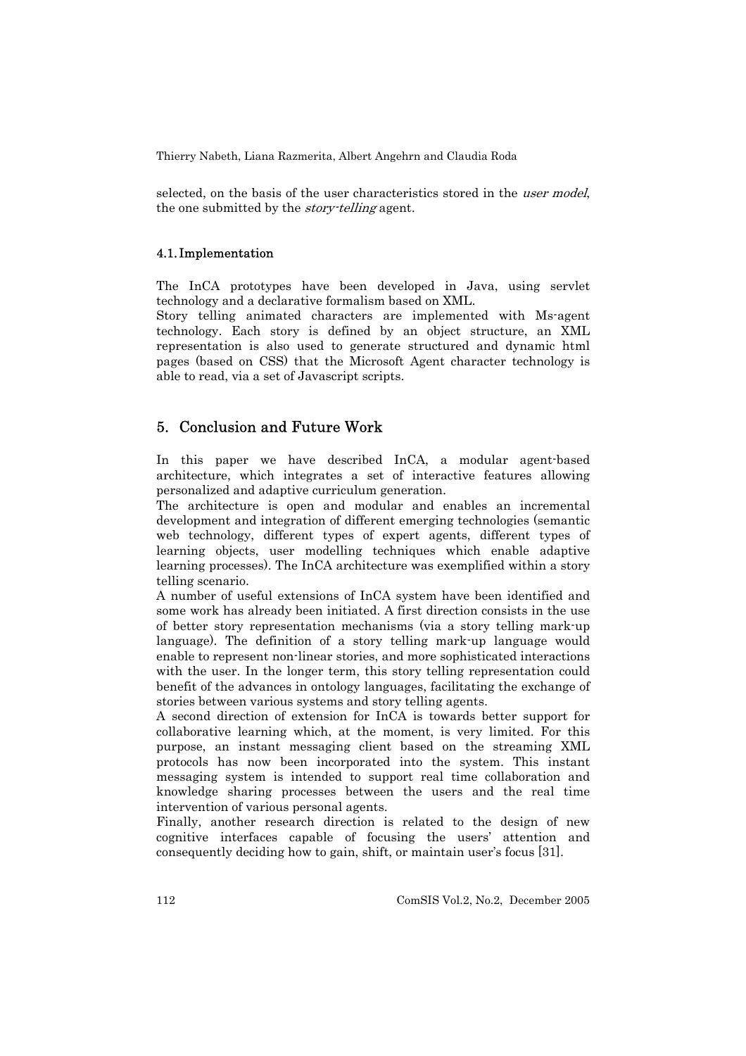selected, on the basis of the user characteristics stored in the *user model*, the one submitted by the *story-telling* agent.

### 4.1. Implementation

The InCA prototypes have been developed in Java, using servlet technology and a declarative formalism based on XML.
Story telling animated characters are implemented with Ms-agent technology. Each story is defined by an object structure, an XML representation is also used to generate structured and dynamic html pages (based on CSS) that the Microsoft Agent character technology is able to read, via a set of Javascript scripts.

## 5. Conclusion and Future Work

In this paper we have described InCA, a modular agent-based architecture, which integrates a set of interactive features allowing personalized and adaptive curriculum generation.
The architecture is open and modular and enables an incremental development and integration of different emerging technologies (semantic web technology, different types of expert agents, different types of learning objects, user modelling techniques which enable adaptive learning processes). The InCA architecture was exemplified within a story telling scenario.
A number of useful extensions of InCA system have been identified and some work has already been initiated. A first direction consists in the use of better story representation mechanisms (via a story telling mark-up language). The definition of a story telling mark-up language would enable to represent non-linear stories, and more sophisticated interactions with the user. In the longer term, this story telling representation could benefit of the advances in ontology languages, facilitating the exchange of stories between various systems and story telling agents.
A second direction of extension for InCA is towards better support for collaborative learning which, at the moment, is very limited. For this purpose, an instant messaging client based on the streaming XML protocols has now been incorporated into the system. This instant messaging system is intended to support real time collaboration and knowledge sharing processes between the users and the real time intervention of various personal agents.
Finally, another research direction is related to the design of new cognitive interfaces capable of focusing the users' attention and consequently deciding how to gain, shift, or maintain user's focus [31].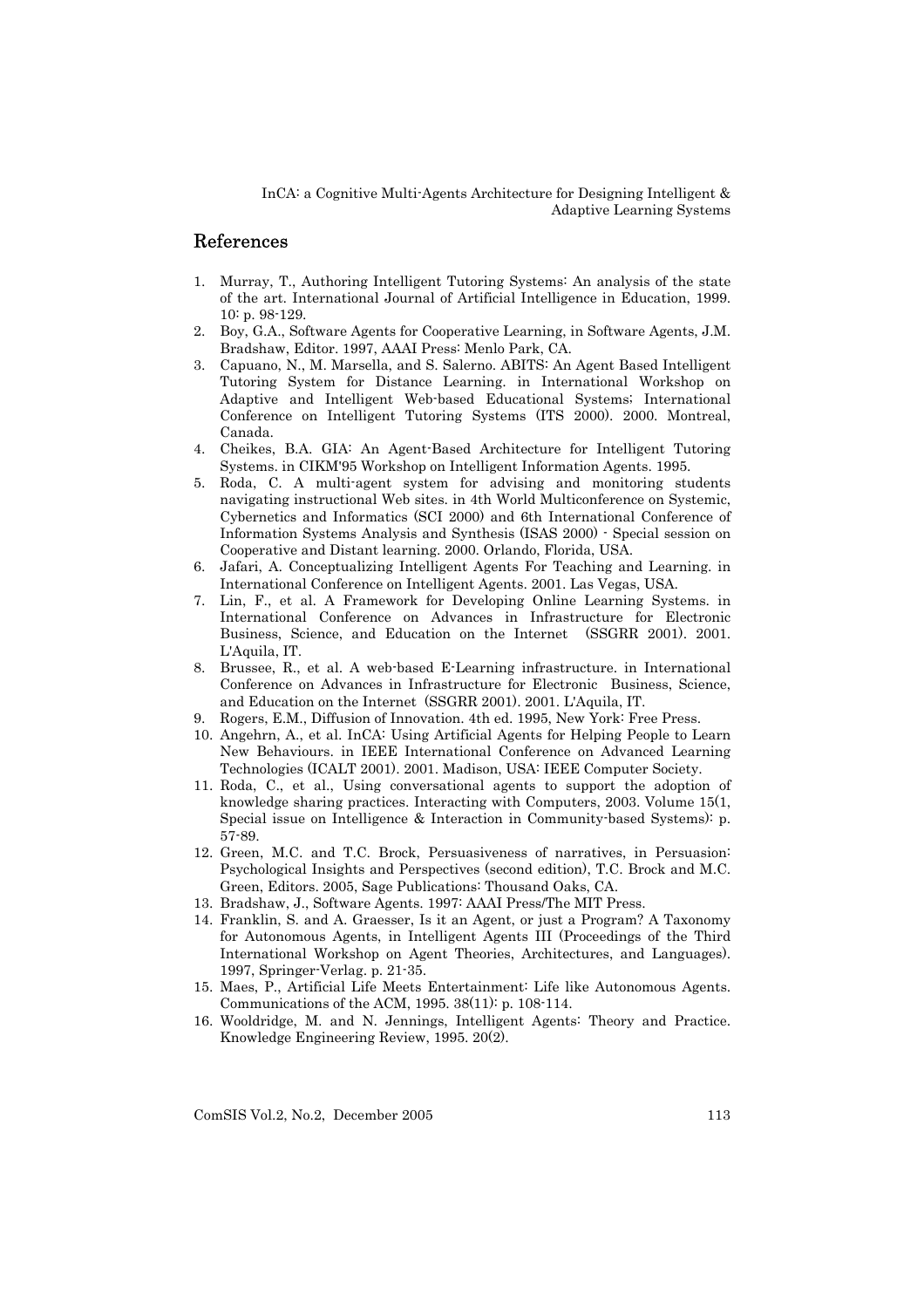## References

1. Murray, T., Authoring Intelligent Tutoring Systems: An analysis of the state of the art. International Journal of Artificial Intelligence in Education, 1999. 10: p. 98-129.
2. Boy, G.A., Software Agents for Cooperative Learning, in Software Agents, J.M. Bradshaw, Editor. 1997, AAAI Press: Menlo Park, CA.
3. Capuano, N., M. Marsella, and S. Salerno. ABITS: An Agent Based Intelligent Tutoring System for Distance Learning. in International Workshop on Adaptive and Intelligent Web-based Educational Systems; International Conference on Intelligent Tutoring Systems (ITS 2000). 2000. Montreal, Canada.
4. Cheikes, B.A. GIA: An Agent-Based Architecture for Intelligent Tutoring Systems. in CIKM'95 Workshop on Intelligent Information Agents. 1995.
5. Roda, C. A multi-agent system for advising and monitoring students navigating instructional Web sites. in 4th World Multiconference on Systemic, Cybernetics and Informatics (SCI 2000) and 6th International Conference of Information Systems Analysis and Synthesis (ISAS 2000) - Special session on Cooperative and Distant learning. 2000. Orlando, Florida, USA.
6. Jafari, A. Conceptualizing Intelligent Agents For Teaching and Learning. in International Conference on Intelligent Agents. 2001. Las Vegas, USA.
7. Lin, F., et al. A Framework for Developing Online Learning Systems. in International Conference on Advances in Infrastructure for Electronic Business, Science, and Education on the Internet (SSGRR 2001). 2001. L'Aquila, IT.
8. Brussee, R., et al. A web-based E-Learning infrastructure. in International Conference on Advances in Infrastructure for Electronic Business, Science, and Education on the Internet (SSGRR 2001). 2001. L'Aquila, IT.
9. Rogers, E.M., Diffusion of Innovation. 4th ed. 1995, New York: Free Press.
10. Angehrn, A., et al. InCA: Using Artificial Agents for Helping People to Learn New Behaviours. in IEEE International Conference on Advanced Learning Technologies (ICALT 2001). 2001. Madison, USA: IEEE Computer Society.
11. Roda, C., et al., Using conversational agents to support the adoption of knowledge sharing practices. Interacting with Computers, 2003. Volume 15(1, Special issue on Intelligence & Interaction in Community-based Systems): p. 57-89.
12. Green, M.C. and T.C. Brock, Persuasiveness of narratives, in Persuasion: Psychological Insights and Perspectives (second edition), T.C. Brock and M.C. Green, Editors. 2005, Sage Publications: Thousand Oaks, CA.
13. Bradshaw, J., Software Agents. 1997: AAAI Press/The MIT Press.
14. Franklin, S. and A. Graesser, Is it an Agent, or just a Program? A Taxonomy for Autonomous Agents, in Intelligent Agents III (Proceedings of the Third International Workshop on Agent Theories, Architectures, and Languages). 1997, Springer-Verlag. p. 21-35.
15. Maes, P., Artificial Life Meets Entertainment: Life like Autonomous Agents. Communications of the ACM, 1995. 38(11): p. 108-114.
16. Wooldridge, M. and N. Jennings, Intelligent Agents: Theory and Practice. Knowledge Engineering Review, 1995. 20(2).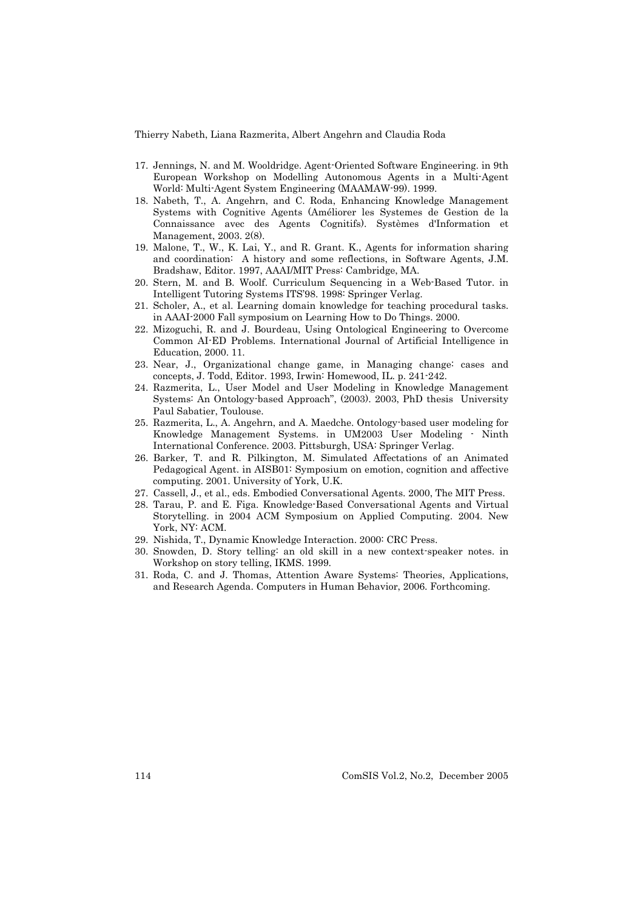17. Jennings, N. and M. Wooldridge. Agent-Oriented Software Engineering. in 9th European Workshop on Modelling Autonomous Agents in a Multi-Agent World: Multi-Agent System Engineering (MAAMAW-99). 1999.
18. Nabeth, T., A. Angehrn, and C. Roda, Enhancing Knowledge Management Systems with Cognitive Agents (Améliorer les Systemes de Gestion de la Connaissance avec des Agents Cognitifs). Systèmes d'Information et Management, 2003. 2(8).
19. Malone, T., W., K. Lai, Y., and R. Grant. K., Agents for information sharing and coordination: A history and some reflections, in Software Agents, J.M. Bradshaw, Editor. 1997, AAAI/MIT Press: Cambridge, MA.
20. Stern, M. and B. Woolf. Curriculum Sequencing in a Web-Based Tutor. in Intelligent Tutoring Systems ITS'98. 1998: Springer Verlag.
21. Scholer, A., et al. Learning domain knowledge for teaching procedural tasks. in AAAI-2000 Fall symposium on Learning How to Do Things. 2000.
22. Mizoguchi, R. and J. Bourdeau, Using Ontological Engineering to Overcome Common AI-ED Problems. International Journal of Artificial Intelligence in Education, 2000. 11.
23. Near, J., Organizational change game, in Managing change: cases and concepts, J. Todd, Editor. 1993, Irwin: Homewood, IL. p. 241-242.
24. Razmerita, L., User Model and User Modeling in Knowledge Management Systems: An Ontology-based Approach", (2003). 2003, PhD thesis University Paul Sabatier, Toulouse.
25. Razmerita, L., A. Angehrn, and A. Maedche. Ontology-based user modeling for Knowledge Management Systems. in UM2003 User Modeling - Ninth International Conference. 2003. Pittsburgh, USA: Springer Verlag.
26. Barker, T. and R. Pilkington, M. Simulated Affectations of an Animated Pedagogical Agent. in AISB01: Symposium on emotion, cognition and affective computing. 2001. University of York, U.K.
27. Cassell, J., et al., eds. Embodied Conversational Agents. 2000, The MIT Press.
28. Tarau, P. and E. Figa. Knowledge-Based Conversational Agents and Virtual Storytelling. in 2004 ACM Symposium on Applied Computing. 2004. New York, NY: ACM.
29. Nishida, T., Dynamic Knowledge Interaction. 2000: CRC Press.
30. Snowden, D. Story telling: an old skill in a new context-speaker notes. in Workshop on story telling, IKMS. 1999.
31. Roda, C. and J. Thomas, Attention Aware Systems: Theories, Applications, and Research Agenda. Computers in Human Behavior, 2006. Forthcoming.